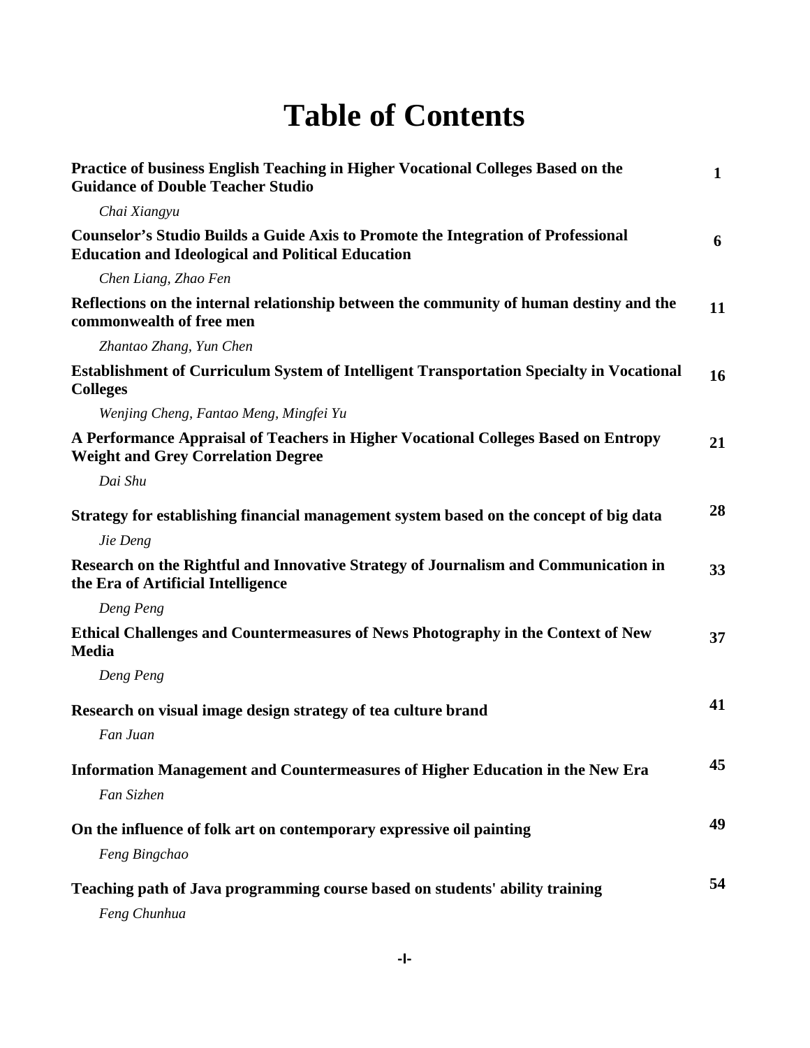# Table of Contents

| | |
|---|---|
| **Practice of business English Teaching in Higher Vocational Colleges Based on the Guidance of Double Teacher Studio** | **1** |
| *Chai Xiangyu* | |
| **Counselor's Studio Builds a Guide Axis to Promote the Integration of Professional Education and Ideological and Political Education** | **6** |
| *Chen Liang, Zhao Fen* | |
| **Reflections on the internal relationship between the community of human destiny and the commonwealth of free men** | **11** |
| *Zhantao Zhang, Yun Chen* | |
| **Establishment of Curriculum System of Intelligent Transportation Specialty in Vocational Colleges** | **16** |
| *Wenjing Cheng, Fantao Meng, Mingfei Yu* | |
| **A Performance Appraisal of Teachers in Higher Vocational Colleges Based on Entropy Weight and Grey Correlation Degree** | **21** |
| *Dai Shu* | |
| **Strategy for establishing financial management system based on the concept of big data** | **28** |
| *Jie Deng* | |
| **Research on the Rightful and Innovative Strategy of Journalism and Communication in the Era of Artificial Intelligence** | **33** |
| *Deng Peng* | |
| **Ethical Challenges and Countermeasures of News Photography in the Context of New Media** | **37** |
| *Deng Peng* | |
| **Research on visual image design strategy of tea culture brand** | **41** |
| *Fan Juan* | |
| **Information Management and Countermeasures of Higher Education in the New Era** | **45** |
| *Fan Sizhen* | |
| **On the influence of folk art on contemporary expressive oil painting** | **49** |
| *Feng Bingchao* | |
| **Teaching path of Java programming course based on students' ability training** | **54** |
| *Feng Chunhua* | |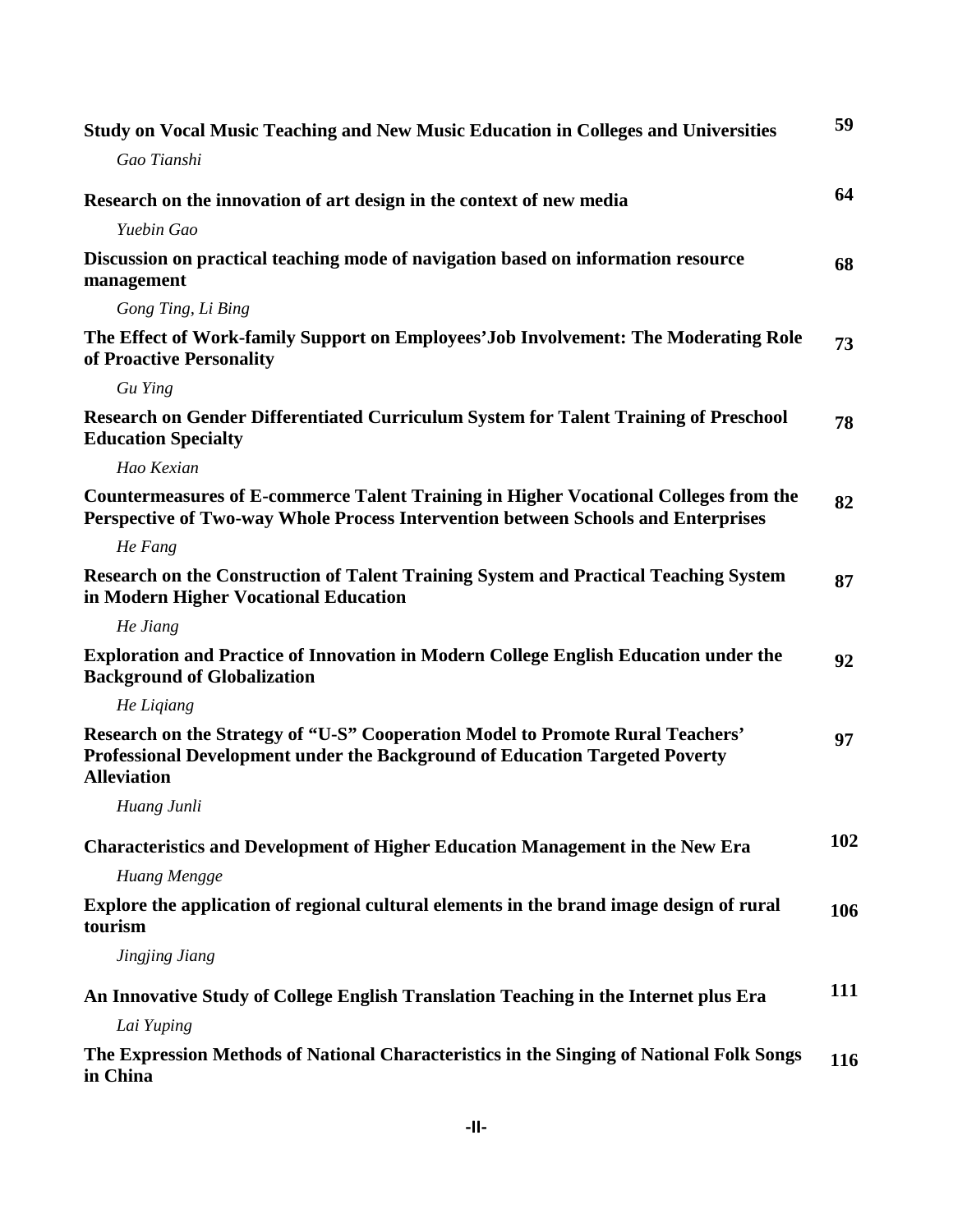**Study on Vocal Music Teaching and New Music Education in Colleges and Universities** 59

*Gao Tianshi*

**Research on the innovation of art design in the context of new media** 64

*Yuebin Gao*

**Discussion on practical teaching mode of navigation based on information resource management** 68

*Gong Ting, Li Bing*

**The Effect of Work-family Support on Employees'Job Involvement: The Moderating Role of Proactive Personality** 73

*Gu Ying*

**Research on Gender Differentiated Curriculum System for Talent Training of Preschool Education Specialty** 78

*Hao Kexian*

**Countermeasures of E-commerce Talent Training in Higher Vocational Colleges from the Perspective of Two-way Whole Process Intervention between Schools and Enterprises** 82

*He Fang*

**Research on the Construction of Talent Training System and Practical Teaching System in Modern Higher Vocational Education** 87

*He Jiang*

**Exploration and Practice of Innovation in Modern College English Education under the Background of Globalization** 92

*He Liqiang*

**Research on the Strategy of "U-S" Cooperation Model to Promote Rural Teachers' Professional Development under the Background of Education Targeted Poverty Alleviation** 97

*Huang Junli*

**Characteristics and Development of Higher Education Management in the New Era** 102

*Huang Mengge*

**Explore the application of regional cultural elements in the brand image design of rural tourism** 106

*Jingjing Jiang*

**An Innovative Study of College English Translation Teaching in the Internet plus Era** 111

*Lai Yuping*

**The Expression Methods of National Characteristics in the Singing of National Folk Songs in China** 116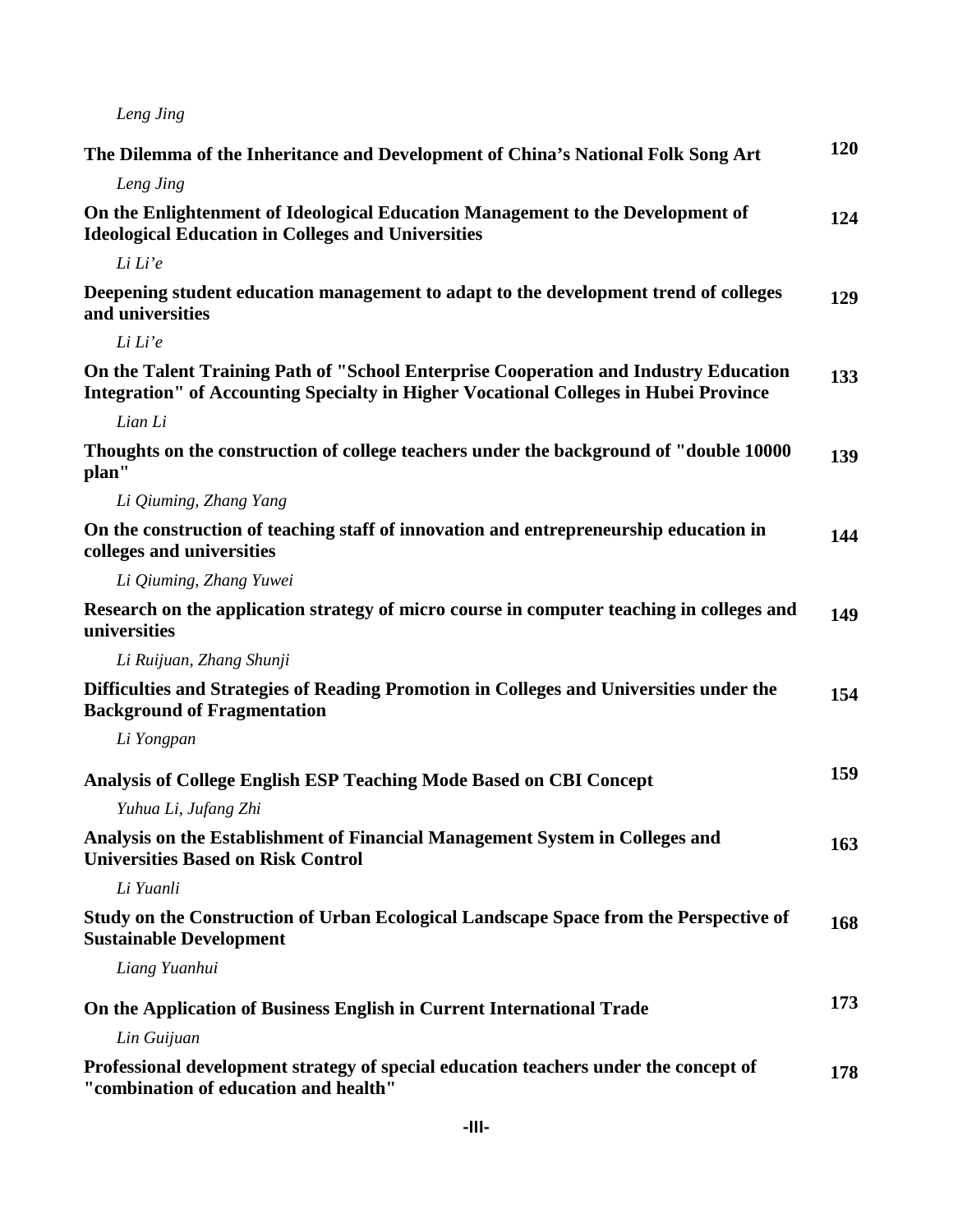*Leng Jing*

**The Dilemma of the Inheritance and Development of China's National Folk Song Art** **120**

*Leng Jing*

**On the Enlightenment of Ideological Education Management to the Development of Ideological Education in Colleges and Universities** **124**

*Li Li'e*

**Deepening student education management to adapt to the development trend of colleges and universities** **129**

*Li Li'e*

**On the Talent Training Path of "School Enterprise Cooperation and Industry Education Integration" of Accounting Specialty in Higher Vocational Colleges in Hubei Province** **133**

*Lian Li*

**Thoughts on the construction of college teachers under the background of "double 10000 plan"** **139**

*Li Qiuming, Zhang Yang*

**On the construction of teaching staff of innovation and entrepreneurship education in colleges and universities** **144**

*Li Qiuming, Zhang Yuwei*

**Research on the application strategy of micro course in computer teaching in colleges and universities** **149**

*Li Ruijuan, Zhang Shunji*

**Difficulties and Strategies of Reading Promotion in Colleges and Universities under the Background of Fragmentation** **154**

*Li Yongpan*

**Analysis of College English ESP Teaching Mode Based on CBI Concept** **159**

*Yuhua Li, Jufang Zhi*

**Analysis on the Establishment of Financial Management System in Colleges and Universities Based on Risk Control** **163**

*Li Yuanli*

**Study on the Construction of Urban Ecological Landscape Space from the Perspective of Sustainable Development** **168**

*Liang Yuanhui*

**On the Application of Business English in Current International Trade** **173**

*Lin Guijuan*

**Professional development strategy of special education teachers under the concept of "combination of education and health"** **178**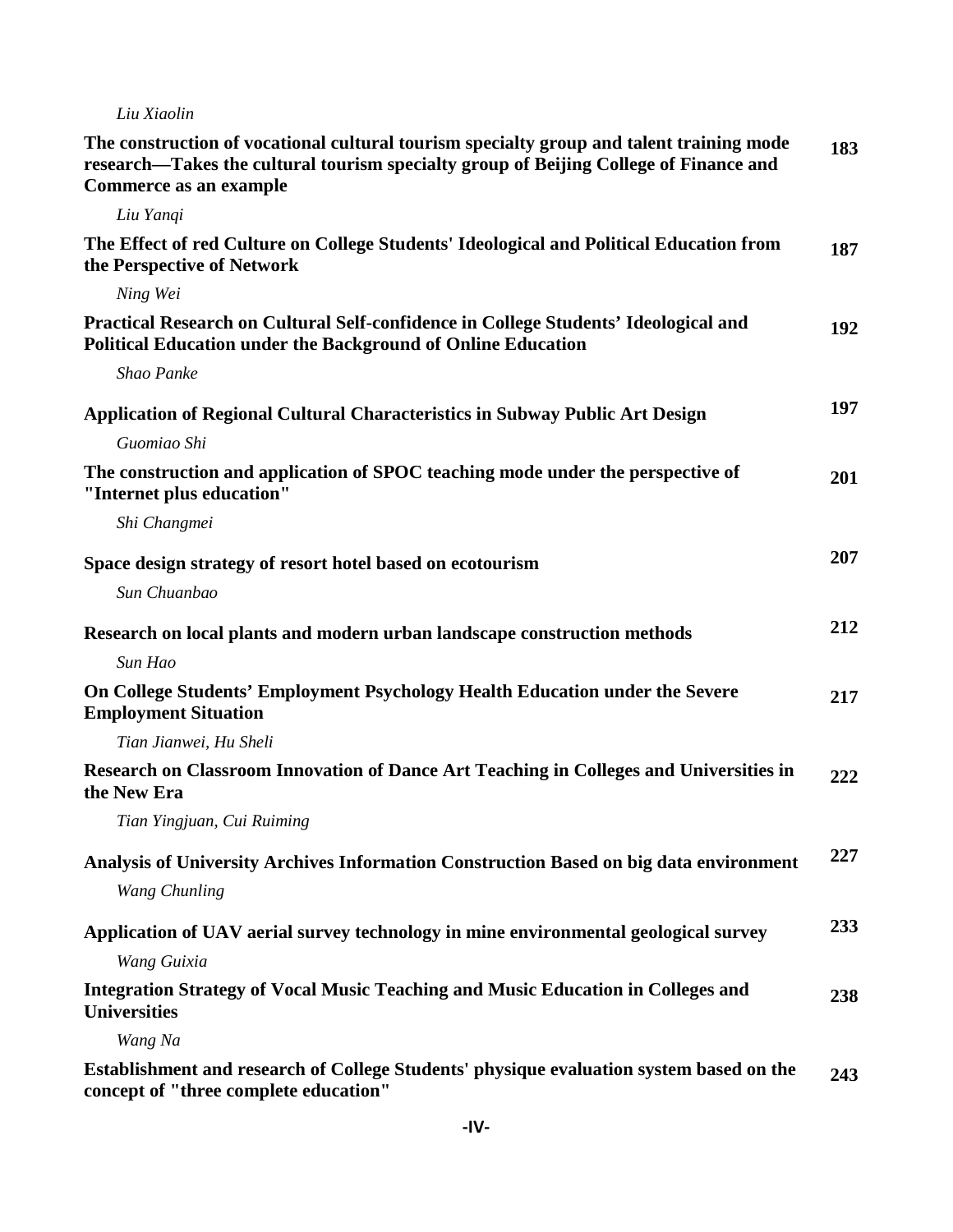*Liu Xiaolin*

**The construction of vocational cultural tourism specialty group and talent training mode research—Takes the cultural tourism specialty group of Beijing College of Finance and Commerce as an example** **183**

*Liu Yanqi*

**The Effect of red Culture on College Students' Ideological and Political Education from the Perspective of Network** **187**

*Ning Wei*

**Practical Research on Cultural Self-confidence in College Students' Ideological and Political Education under the Background of Online Education** **192**

*Shao Panke*

**Application of Regional Cultural Characteristics in Subway Public Art Design** **197**

*Guomiao Shi*

**The construction and application of SPOC teaching mode under the perspective of "Internet plus education"** **201**

*Shi Changmei*

**Space design strategy of resort hotel based on ecotourism** **207**

*Sun Chuanbao*

**Research on local plants and modern urban landscape construction methods** **212**

*Sun Hao*

**On College Students' Employment Psychology Health Education under the Severe Employment Situation** **217**

*Tian Jianwei, Hu Sheli*

**Research on Classroom Innovation of Dance Art Teaching in Colleges and Universities in the New Era** **222**

*Tian Yingjuan, Cui Ruiming*

**Analysis of University Archives Information Construction Based on big data environment** **227**

*Wang Chunling*

**Application of UAV aerial survey technology in mine environmental geological survey** **233**

*Wang Guixia*

**Integration Strategy of Vocal Music Teaching and Music Education in Colleges and Universities** **238**

*Wang Na*

**Establishment and research of College Students' physique evaluation system based on the concept of "three complete education"** **243**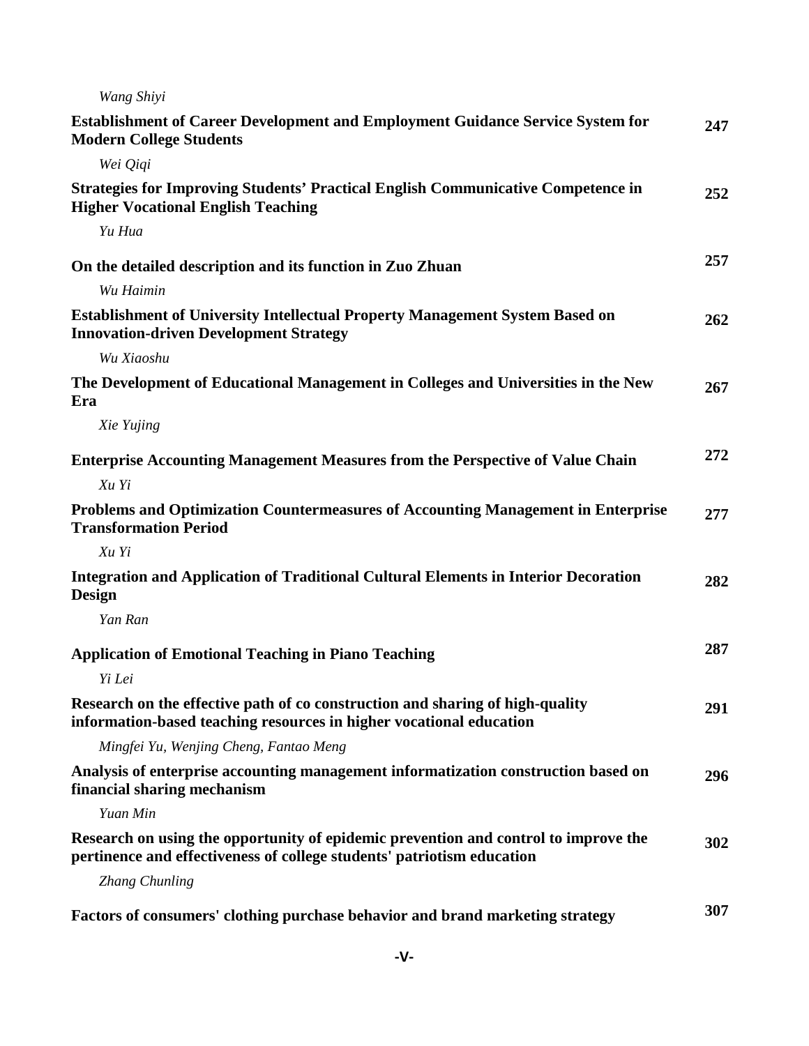*Wang Shiyi*

**Establishment of Career Development and Employment Guidance Service System for Modern College Students** **247**

*Wei Qiqi*

**Strategies for Improving Students' Practical English Communicative Competence in Higher Vocational English Teaching** **252**

*Yu Hua*

**On the detailed description and its function in Zuo Zhuan** **257**

*Wu Haimin*

**Establishment of University Intellectual Property Management System Based on Innovation-driven Development Strategy** **262**

*Wu Xiaoshu*

**The Development of Educational Management in Colleges and Universities in the New Era** **267**

*Xie Yujing*

**Enterprise Accounting Management Measures from the Perspective of Value Chain** **272**

*Xu Yi*

**Problems and Optimization Countermeasures of Accounting Management in Enterprise Transformation Period** **277**

*Xu Yi*

**Integration and Application of Traditional Cultural Elements in Interior Decoration Design** **282**

*Yan Ran*

**Application of Emotional Teaching in Piano Teaching** **287**

*Yi Lei*

**Research on the effective path of co construction and sharing of high-quality information-based teaching resources in higher vocational education** **291**

*Mingfei Yu, Wenjing Cheng, Fantao Meng*

**Analysis of enterprise accounting management informatization construction based on financial sharing mechanism** **296**

*Yuan Min*

**Research on using the opportunity of epidemic prevention and control to improve the pertinence and effectiveness of college students' patriotism education** **302**

*Zhang Chunling*

**Factors of consumers' clothing purchase behavior and brand marketing strategy** **307**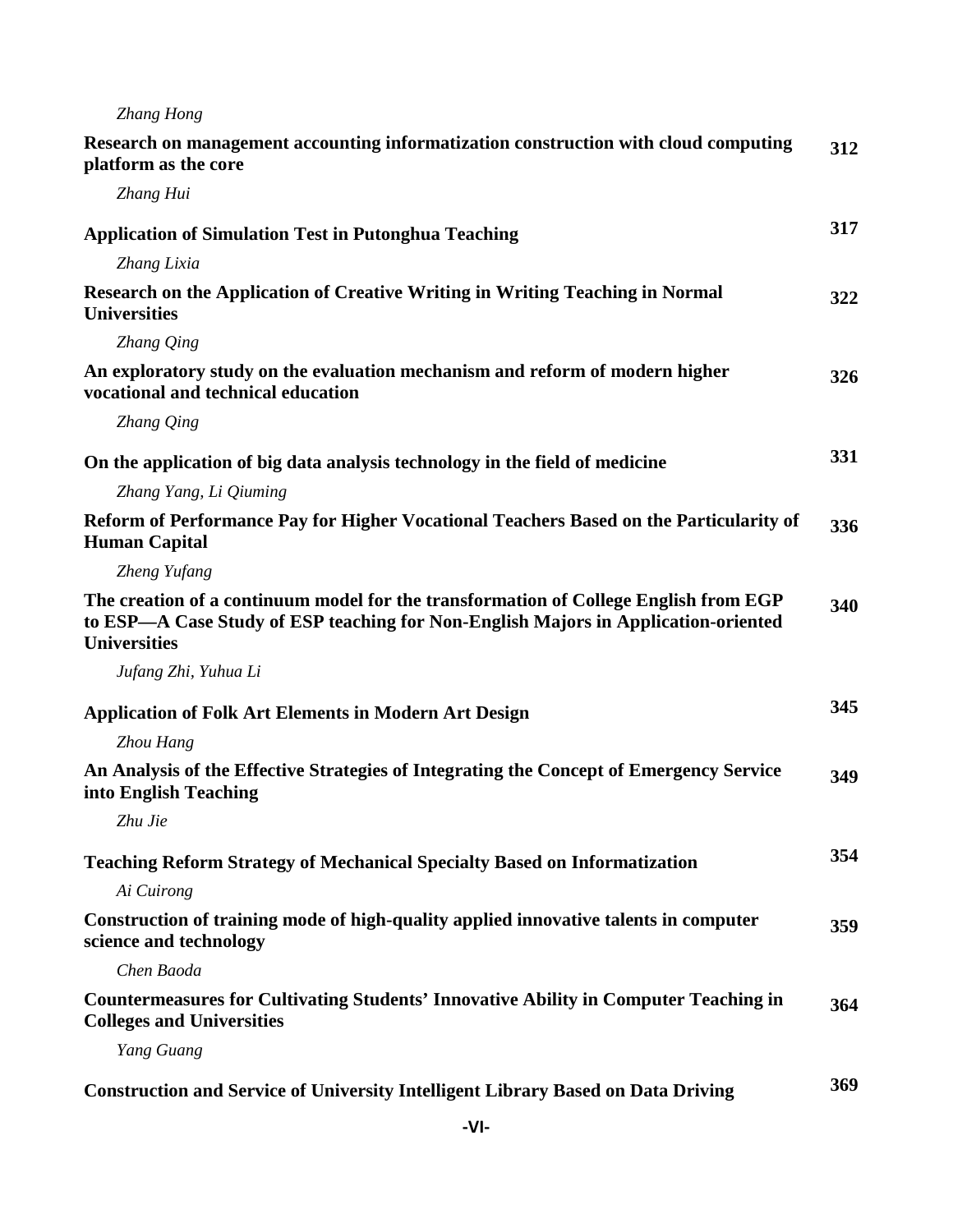*Zhang Hong*

**Research on management accounting informatization construction with cloud computing platform as the core** **312**

*Zhang Hui*

**Application of Simulation Test in Putonghua Teaching** **317**

*Zhang Lixia*

**Research on the Application of Creative Writing in Writing Teaching in Normal Universities** **322**

*Zhang Qing*

**An exploratory study on the evaluation mechanism and reform of modern higher vocational and technical education** **326**

*Zhang Qing*

**On the application of big data analysis technology in the field of medicine** **331**

*Zhang Yang, Li Qiuming*

**Reform of Performance Pay for Higher Vocational Teachers Based on the Particularity of Human Capital** **336**

*Zheng Yufang*

**The creation of a continuum model for the transformation of College English from EGP to ESP—A Case Study of ESP teaching for Non-English Majors in Application-oriented Universities** **340**

*Jufang Zhi, Yuhua Li*

**Application of Folk Art Elements in Modern Art Design** **345**

*Zhou Hang*

**An Analysis of the Effective Strategies of Integrating the Concept of Emergency Service into English Teaching** **349**

*Zhu Jie*

**Teaching Reform Strategy of Mechanical Specialty Based on Informatization** **354**

*Ai Cuirong*

**Construction of training mode of high-quality applied innovative talents in computer science and technology** **359**

*Chen Baoda*

**Countermeasures for Cultivating Students' Innovative Ability in Computer Teaching in Colleges and Universities** **364**

*Yang Guang*

**Construction and Service of University Intelligent Library Based on Data Driving** **369**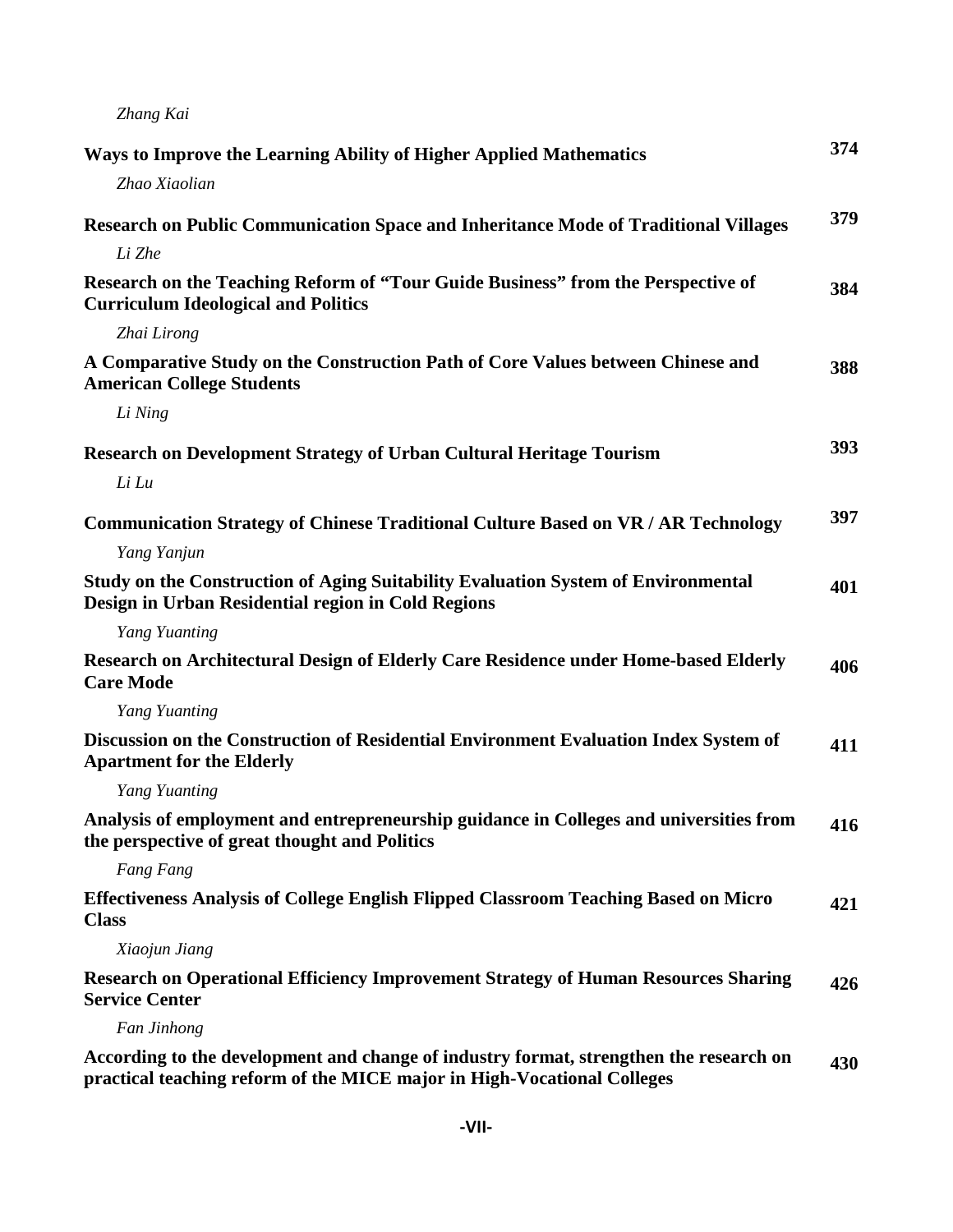*Zhang Kai*

**Ways to Improve the Learning Ability of Higher Applied Mathematics** 374

*Zhao Xiaolian*

**Research on Public Communication Space and Inheritance Mode of Traditional Villages** 379

*Li Zhe*

**Research on the Teaching Reform of "Tour Guide Business" from the Perspective of Curriculum Ideological and Politics** 384

*Zhai Lirong*

**A Comparative Study on the Construction Path of Core Values between Chinese and American College Students** 388

*Li Ning*

**Research on Development Strategy of Urban Cultural Heritage Tourism** 393

*Li Lu*

**Communication Strategy of Chinese Traditional Culture Based on VR / AR Technology** 397

*Yang Yanjun*

**Study on the Construction of Aging Suitability Evaluation System of Environmental Design in Urban Residential region in Cold Regions** 401

*Yang Yuanting*

**Research on Architectural Design of Elderly Care Residence under Home-based Elderly Care Mode** 406

*Yang Yuanting*

**Discussion on the Construction of Residential Environment Evaluation Index System of Apartment for the Elderly** 411

*Yang Yuanting*

**Analysis of employment and entrepreneurship guidance in Colleges and universities from the perspective of great thought and Politics** 416

*Fang Fang*

**Effectiveness Analysis of College English Flipped Classroom Teaching Based on Micro Class** 421

*Xiaojun Jiang*

**Research on Operational Efficiency Improvement Strategy of Human Resources Sharing Service Center** 426

*Fan Jinhong*

**According to the development and change of industry format, strengthen the research on practical teaching reform of the MICE major in High-Vocational Colleges** 430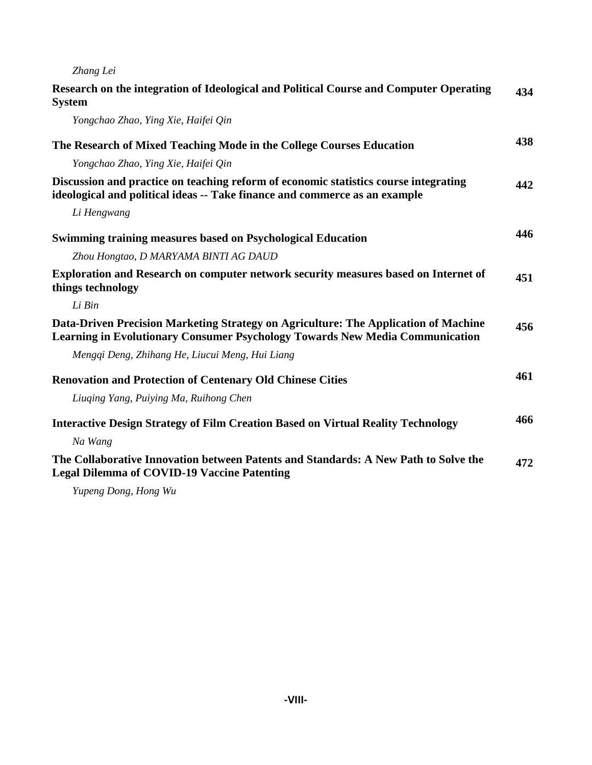*Zhang Lei*

**Research on the integration of Ideological and Political Course and Computer Operating System** **434**

*Yongchao Zhao, Ying Xie, Haifei Qin*

**The Research of Mixed Teaching Mode in the College Courses Education** **438**

*Yongchao Zhao, Ying Xie, Haifei Qin*

**Discussion and practice on teaching reform of economic statistics course integrating ideological and political ideas -- Take finance and commerce as an example** **442**

*Li Hengwang*

**Swimming training measures based on Psychological Education** **446**

*Zhou Hongtao, D MARYAMA BINTI AG DAUD*

**Exploration and Research on computer network security measures based on Internet of things technology** **451**

*Li Bin*

**Data-Driven Precision Marketing Strategy on Agriculture: The Application of Machine Learning in Evolutionary Consumer Psychology Towards New Media Communication** **456**

*Mengqi Deng, Zhihang He, Liucui Meng, Hui Liang*

**Renovation and Protection of Centenary Old Chinese Cities** **461**

*Liuqing Yang, Puiying Ma, Ruihong Chen*

**Interactive Design Strategy of Film Creation Based on Virtual Reality Technology** **466**

*Na Wang*

**The Collaborative Innovation between Patents and Standards: A New Path to Solve the Legal Dilemma of COVID-19 Vaccine Patenting** **472**

*Yupeng Dong, Hong Wu*